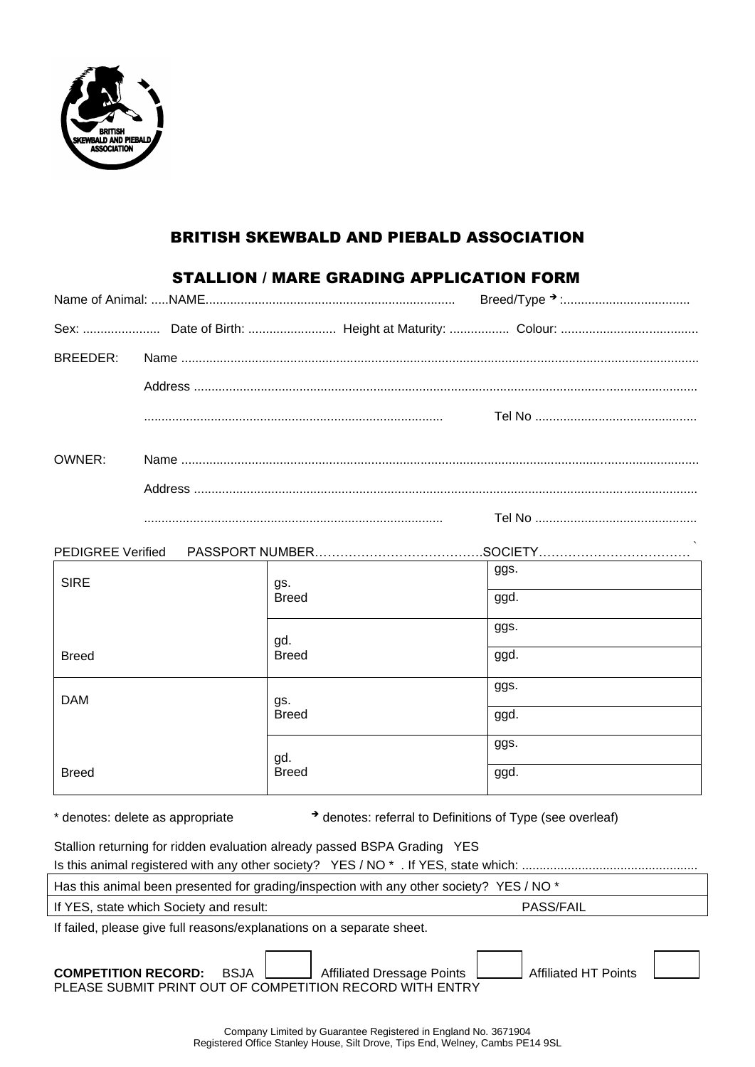BRITISH SKEWBALD AND PIEBALD ASSOCIATION

# BRITISH SKEWBALD AND PIEBALD ASSOCIATION

## STALLION / MARE GRADING APPLICATION FORM

Name of Animal: .....NAME....................................................................... Breed/Type ➔:....................................

Sex: ...................... Date of Birth: ......................... Height at Maturity: ................. Colour: .......................................

BREEDER: Name .................................................................................................................................................

Address ............................................................................................................................................

.................................................................................... Tel No ..............................................

OWNER: Name .................................................................................................................................................

Address ............................................................................................................................................

.................................................................................... Tel No ..............................................

PEDIGREE Verified PASSPORT NUMBER………………………………….SOCIETY………………………………

| | | |
|---|---|---|
| SIRE | gs. Breed | ggs. |
| | | ggd. |
| Breed | gd. Breed | ggs. |
| | | ggd. |
| DAM | gs. Breed | ggs. |
| | | ggd. |
| Breed | gd. Breed | ggs. |
| | | ggd. |

\* denotes: delete as appropriate ➔ denotes: referral to Definitions of Type (see overleaf)

Stallion returning for ridden evaluation already passed BSPA Grading YES

Is this animal registered with any other society? YES / NO * . If YES, state which: ..................................................

Has this animal been presented for grading/inspection with any other society? YES / NO *

If YES, state which Society and result: PASS/FAIL

If failed, please give full reasons/explanations on a separate sheet.

**COMPETITION RECORD:** BSJA [ ] Affiliated Dressage Points [ ] Affiliated HT Points [ ]

PLEASE SUBMIT PRINT OUT OF COMPETITION RECORD WITH ENTRY

Company Limited by Guarantee Registered in England No. 3671904
Registered Office Stanley House, Silt Drove, Tips End, Welney, Cambs PE14 9SL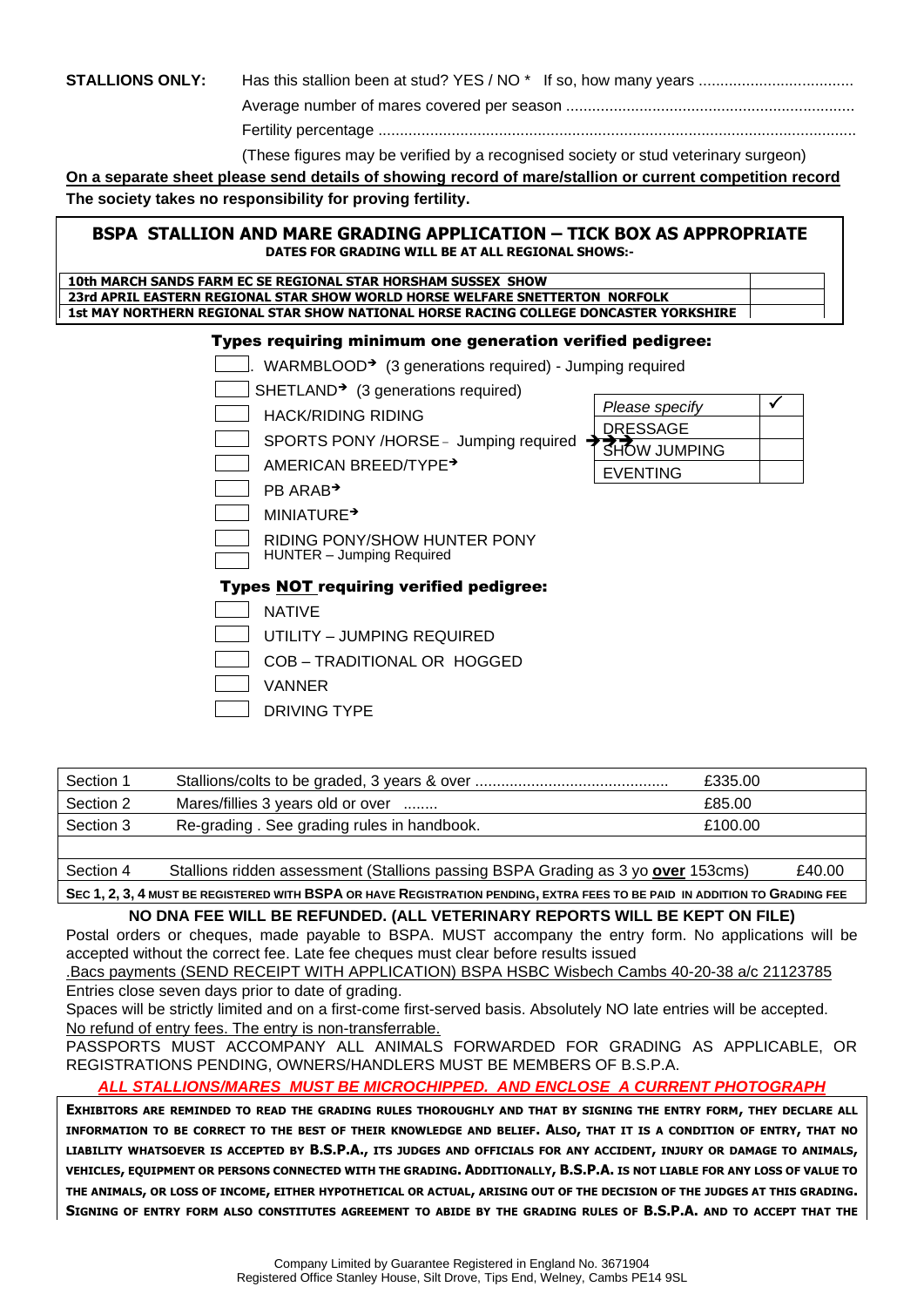**STALLIONS ONLY:** Has this stallion been at stud? YES / NO * If so, how many years ...................................

Average number of mares covered per season ..................................................................

Fertility percentage .............................................................................................................

(These figures may be verified by a recognised society or stud veterinary surgeon)

**On a separate sheet please send details of showing record of mare/stallion or current competition record**

**The society takes no responsibility for proving fertility.**

## BSPA STALLION AND MARE GRADING APPLICATION – TICK BOX AS APPROPRIATE

**DATES FOR GRADING WILL BE AT ALL REGIONAL SHOWS:-**

| | |
|---|---|
| **10th MARCH SANDS FARM EC SE REGIONAL STAR HORSHAM SUSSEX SHOW** | |
| **23rd APRIL EASTERN REGIONAL STAR SHOW WORLD HORSE WELFARE SNETTERTON NORFOLK** | |
| **1st MAY NORTHERN REGIONAL STAR SHOW NATIONAL HORSE RACING COLLEGE DONCASTER YORKSHIRE** | |

### Types requiring minimum one generation verified pedigree:

- ☐ WARMBLOOD➔ (3 generations required) - Jumping required
- ☐ SHETLAND➔ (3 generations required)
- ☐ HACK/RIDING RIDING
- ☐ SPORTS PONY /HORSE – Jumping required ➔➔➔
- ☐ AMERICAN BREED/TYPE➔
- ☐ PB ARAB➔
- ☐ MINIATURE➔
- ☐ RIDING PONY/SHOW HUNTER PONY
- ☐ HUNTER – Jumping Required

| *Please specify* | ✓ |
|---|---|
| DRESSAGE | |
| SHOW JUMPING | |
| EVENTING | |

### Types NOT requiring verified pedigree:

- ☐ NATIVE
- ☐ UTILITY – JUMPING REQUIRED
- ☐ COB – TRADITIONAL OR HOGGED
- ☐ VANNER
- ☐ DRIVING TYPE

| | | |
|---|---|---|
| Section 1 | Stallions/colts to be graded, 3 years & over ............................................ | £335.00 |
| Section 2 | Mares/fillies 3 years old or over ........ | £85.00 |
| Section 3 | Re-grading . See grading rules in handbook. | £100.00 |
| | | |
| Section 4 | Stallions ridden assessment (Stallions passing BSPA Grading as 3 yo **over** 153cms) | £40.00 |
| **SEC 1, 2, 3, 4 MUST BE REGISTERED WITH BSPA OR HAVE REGISTRATION PENDING, EXTRA FEES TO BE PAID IN ADDITION TO GRADING FEE** | | |

**NO DNA FEE WILL BE REFUNDED. (ALL VETERINARY REPORTS WILL BE KEPT ON FILE)**

Postal orders or cheques, made payable to BSPA. MUST accompany the entry form. No applications will be accepted without the correct fee. Late fee cheques must clear before results issued

.Bacs payments (SEND RECEIPT WITH APPLICATION) BSPA HSBC Wisbech Cambs 40-20-38 a/c 21123785

Entries close seven days prior to date of grading.

Spaces will be strictly limited and on a first-come first-served basis. Absolutely NO late entries will be accepted.

No refund of entry fees. The entry is non-transferrable.

PASSPORTS MUST ACCOMPANY ALL ANIMALS FORWARDED FOR GRADING AS APPLICABLE, OR REGISTRATIONS PENDING, OWNERS/HANDLERS MUST BE MEMBERS OF B.S.P.A.

***ALL STALLIONS/MARES MUST BE MICROCHIPPED. AND ENCLOSE A CURRENT PHOTOGRAPH***

**EXHIBITORS ARE REMINDED TO READ THE GRADING RULES THOROUGHLY AND THAT BY SIGNING THE ENTRY FORM, THEY DECLARE ALL INFORMATION TO BE CORRECT TO THE BEST OF THEIR KNOWLEDGE AND BELIEF. ALSO, THAT IT IS A CONDITION OF ENTRY, THAT NO LIABILITY WHATSOEVER IS ACCEPTED BY B.S.P.A., ITS JUDGES AND OFFICIALS FOR ANY ACCIDENT, INJURY OR DAMAGE TO ANIMALS, VEHICLES, EQUIPMENT OR PERSONS CONNECTED WITH THE GRADING. ADDITIONALLY, B.S.P.A. IS NOT LIABLE FOR ANY LOSS OF VALUE TO THE ANIMALS, OR LOSS OF INCOME, EITHER HYPOTHETICAL OR ACTUAL, ARISING OUT OF THE DECISION OF THE JUDGES AT THIS GRADING. SIGNING OF ENTRY FORM ALSO CONSTITUTES AGREEMENT TO ABIDE BY THE GRADING RULES OF B.S.P.A. AND TO ACCEPT THAT THE**

Company Limited by Guarantee Registered in England No. 3671904
Registered Office Stanley House, Silt Drove, Tips End, Welney, Cambs PE14 9SL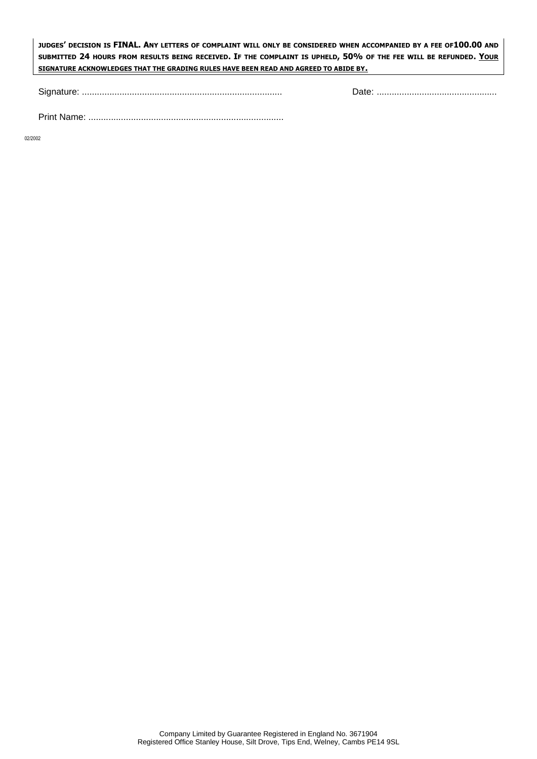**JUDGES' DECISION IS FINAL. ANY LETTERS OF COMPLAINT WILL ONLY BE CONSIDERED WHEN ACCOMPANIED BY A FEE OF100.00 AND SUBMITTED 24 HOURS FROM RESULTS BEING RECEIVED. IF THE COMPLAINT IS UPHELD, 50% OF THE FEE WILL BE REFUNDED. YOUR SIGNATURE ACKNOWLEDGES THAT THE GRADING RULES HAVE BEEN READ AND AGREED TO ABIDE BY.**

Signature: ................................................................................ Date: ................................................

Print Name: ..............................................................................

02/2002

Company Limited by Guarantee Registered in England No. 3671904
Registered Office Stanley House, Silt Drove, Tips End, Welney, Cambs PE14 9SL